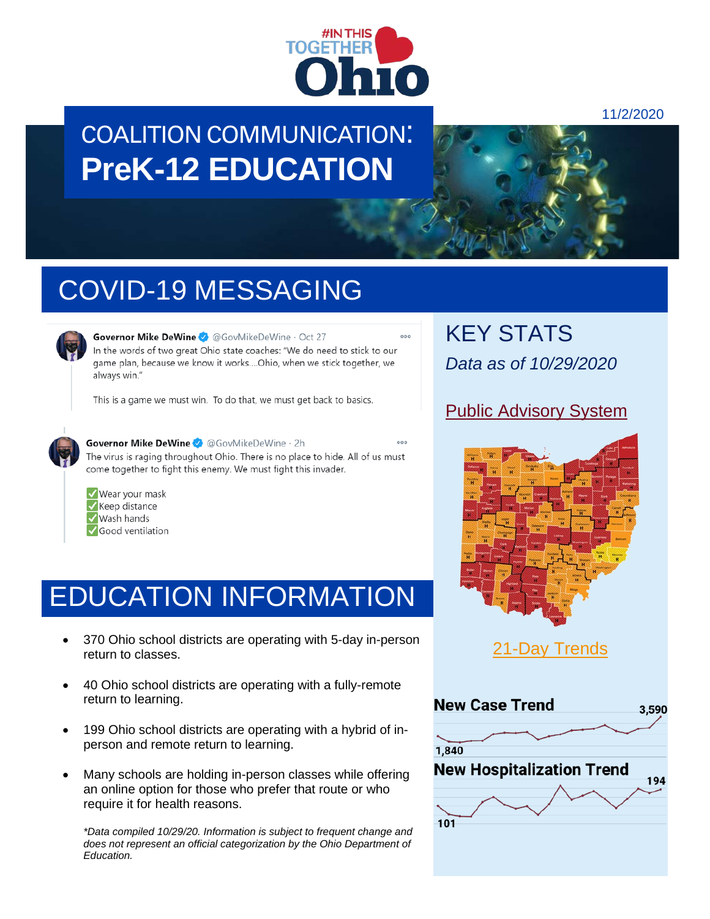#IN THIS TOGETHER Ohio

11/2/2020

# COALITION COMMUNICATION: PreK-12 EDUCATION

## COVID-19 MESSAGING

**Governor Mike DeWine** @GovMikeDeWine · Oct 27

In the words of two great Ohio state coaches: "We do need to stick to our game plan, because we know it works....Ohio, when we stick together, we always win."

This is a game we must win. To do that, we must get back to basics.

**Governor Mike DeWine** @GovMikeDeWine · 2h

The virus is raging throughout Ohio. There is no place to hide. All of us must come together to fight this enemy. We must fight this invader.

✅Wear your mask
✅Keep distance
✅Wash hands
✅Good ventilation

## EDUCATION INFORMATION

- 370 Ohio school districts are operating with 5-day in-person return to classes.
- 40 Ohio school districts are operating with a fully-remote return to learning.
- 199 Ohio school districts are operating with a hybrid of in-person and remote return to learning.
- Many schools are holding in-person classes while offering an online option for those who prefer that route or who require it for health reasons.

*\*Data compiled 10/29/20. Information is subject to frequent change and does not represent an official categorization by the Ohio Department of Education.*

## KEY STATS

*Data as of 10/29/2020*

Public Advisory System

21-Day Trends

**New Case Trend**
3,590
1,840

**New Hospitalization Trend**
194
101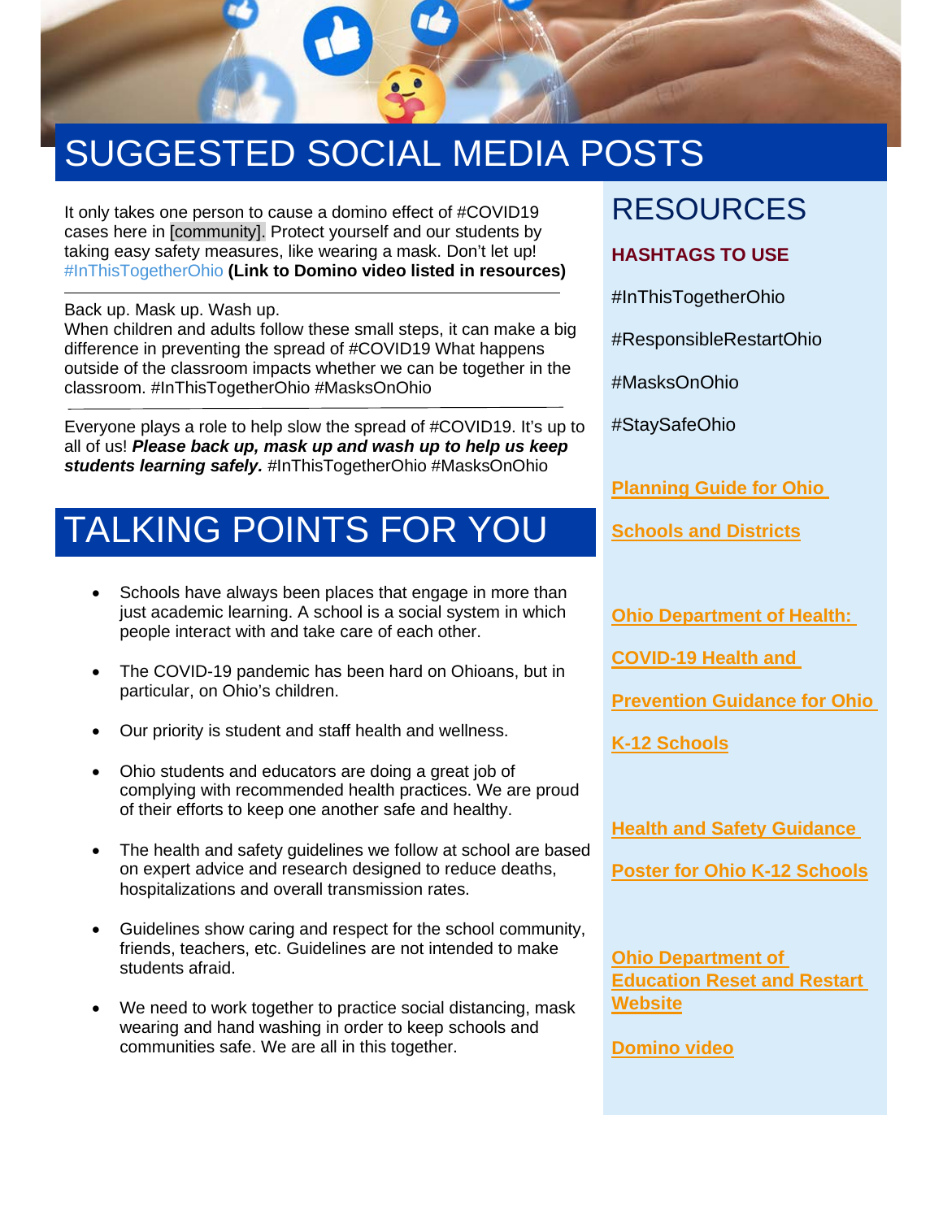# SUGGESTED SOCIAL MEDIA POSTS

It only takes one person to cause a domino effect of #COVID19 cases here in [community]. Protect yourself and our students by taking easy safety measures, like wearing a mask. Don't let up! #InThisTogetherOhio **(Link to Domino video listed in resources)**

---

Back up. Mask up. Wash up.
When children and adults follow these small steps, it can make a big difference in preventing the spread of #COVID19 What happens outside of the classroom impacts whether we can be together in the classroom. #InThisTogetherOhio #MasksOnOhio

---

Everyone plays a role to help slow the spread of #COVID19. It's up to all of us! ***Please back up, mask up and wash up to help us keep students learning safely.*** #InThisTogetherOhio #MasksOnOhio

# TALKING POINTS FOR YOU

- Schools have always been places that engage in more than just academic learning. A school is a social system in which people interact with and take care of each other.
- The COVID-19 pandemic has been hard on Ohioans, but in particular, on Ohio's children.
- Our priority is student and staff health and wellness.
- Ohio students and educators are doing a great job of complying with recommended health practices. We are proud of their efforts to keep one another safe and healthy.
- The health and safety guidelines we follow at school are based on expert advice and research designed to reduce deaths, hospitalizations and overall transmission rates.
- Guidelines show caring and respect for the school community, friends, teachers, etc. Guidelines are not intended to make students afraid.
- We need to work together to practice social distancing, mask wearing and hand washing in order to keep schools and communities safe. We are all in this together.

# RESOURCES

### HASHTAGS TO USE

#InThisTogetherOhio

#ResponsibleRestartOhio

#MasksOnOhio

#StaySafeOhio

**Planning Guide for Ohio Schools and Districts**

**Ohio Department of Health: COVID-19 Health and Prevention Guidance for Ohio K-12 Schools**

**Health and Safety Guidance Poster for Ohio K-12 Schools**

**Ohio Department of Education Reset and Restart Website**

**Domino video**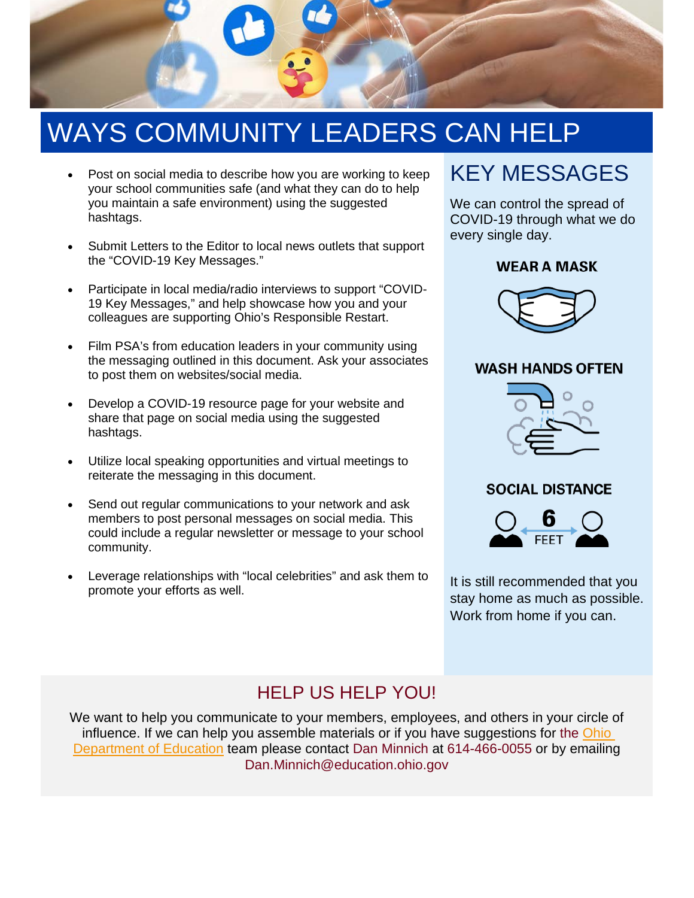# WAYS COMMUNITY LEADERS CAN HELP

- Post on social media to describe how you are working to keep your school communities safe (and what they can do to help you maintain a safe environment) using the suggested hashtags.
- Submit Letters to the Editor to local news outlets that support the "COVID-19 Key Messages."
- Participate in local media/radio interviews to support "COVID-19 Key Messages," and help showcase how you and your colleagues are supporting Ohio's Responsible Restart.
- Film PSA's from education leaders in your community using the messaging outlined in this document. Ask your associates to post them on websites/social media.
- Develop a COVID-19 resource page for your website and share that page on social media using the suggested hashtags.
- Utilize local speaking opportunities and virtual meetings to reiterate the messaging in this document.
- Send out regular communications to your network and ask members to post personal messages on social media. This could include a regular newsletter or message to your school community.
- Leverage relationships with "local celebrities" and ask them to promote your efforts as well.

## KEY MESSAGES

We can control the spread of COVID-19 through what we do every single day.

**WEAR A MASK**

**WASH HANDS OFTEN**

**SOCIAL DISTANCE**

6

FEET

It is still recommended that you stay home as much as possible. Work from home if you can.

## HELP US HELP YOU!

We want to help you communicate to your members, employees, and others in your circle of influence. If we can help you assemble materials or if you have suggestions for the Ohio Department of Education team please contact Dan Minnich at 614-466-0055 or by emailing Dan.Minnich@education.ohio.gov